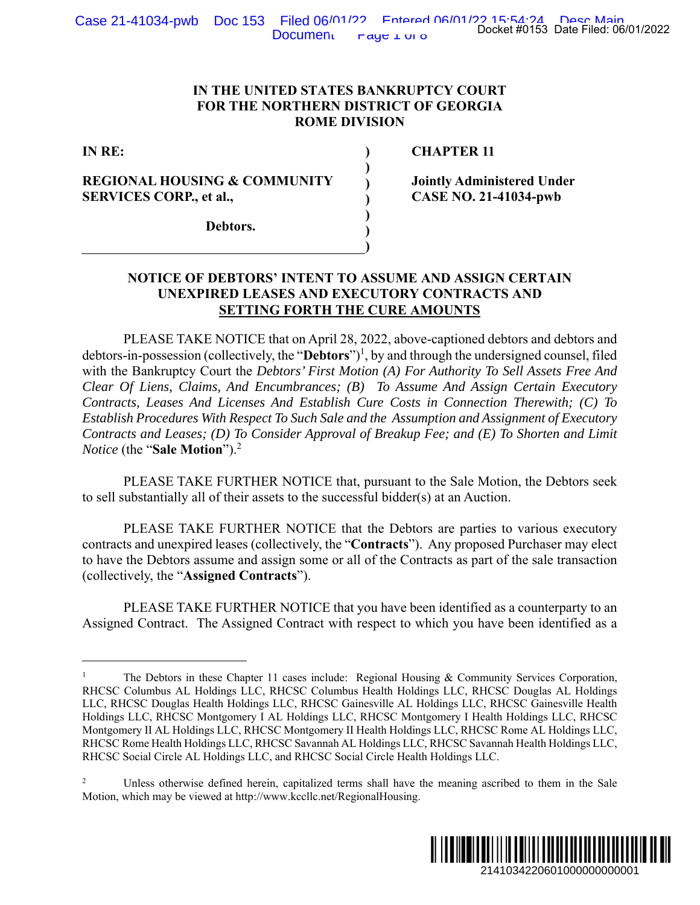IN THE UNITED STATES BANKRUPTCY COURT
FOR THE NORTHERN DISTRICT OF GEORGIA
ROME DIVISION

| | | |
|---|---|---|
| **IN RE:** | ) | **CHAPTER 11** |
| | ) | |
| **REGIONAL HOUSING & COMMUNITY SERVICES CORP., et al.,** | ) | **Jointly Administered Under CASE NO. 21-41034-pwb** |
| | ) | |
| **Debtors.** | ) | |
| | ) | |

## NOTICE OF DEBTORS' INTENT TO ASSUME AND ASSIGN CERTAIN UNEXPIRED LEASES AND EXECUTORY CONTRACTS AND SETTING FORTH THE CURE AMOUNTS

PLEASE TAKE NOTICE that on April 28, 2022, above-captioned debtors and debtors and debtors-in-possession (collectively, the "**Debtors**")[1], by and through the undersigned counsel, filed with the Bankruptcy Court the *Debtors' First Motion (A) For Authority To Sell Assets Free And Clear Of Liens, Claims, And Encumbrances; (B) To Assume And Assign Certain Executory Contracts, Leases And Licenses And Establish Cure Costs in Connection Therewith; (C) To Establish Procedures With Respect To Such Sale and the Assumption and Assignment of Executory Contracts and Leases; (D) To Consider Approval of Breakup Fee; and (E) To Shorten and Limit Notice* (the "**Sale Motion**").[2]

PLEASE TAKE FURTHER NOTICE that, pursuant to the Sale Motion, the Debtors seek to sell substantially all of their assets to the successful bidder(s) at an Auction.

PLEASE TAKE FURTHER NOTICE that the Debtors are parties to various executory contracts and unexpired leases (collectively, the "**Contracts**"). Any proposed Purchaser may elect to have the Debtors assume and assign some or all of the Contracts as part of the sale transaction (collectively, the "**Assigned Contracts**").

PLEASE TAKE FURTHER NOTICE that you have been identified as a counterparty to an Assigned Contract. The Assigned Contract with respect to which you have been identified as a

---

[1] The Debtors in these Chapter 11 cases include: Regional Housing & Community Services Corporation, RHCSC Columbus AL Holdings LLC, RHCSC Columbus Health Holdings LLC, RHCSC Douglas AL Holdings LLC, RHCSC Douglas Health Holdings LLC, RHCSC Gainesville AL Holdings LLC, RHCSC Gainesville Health Holdings LLC, RHCSC Montgomery I AL Holdings LLC, RHCSC Montgomery I Health Holdings LLC, RHCSC Montgomery II AL Holdings LLC, RHCSC Montgomery II Health Holdings LLC, RHCSC Rome AL Holdings LLC, RHCSC Rome Health Holdings LLC, RHCSC Savannah AL Holdings LLC, RHCSC Savannah Health Holdings LLC, RHCSC Social Circle AL Holdings LLC, and RHCSC Social Circle Health Holdings LLC.

[2] Unless otherwise defined herein, capitalized terms shall have the meaning ascribed to them in the Sale Motion, which may be viewed at http://www.kccllc.net/RegionalHousing.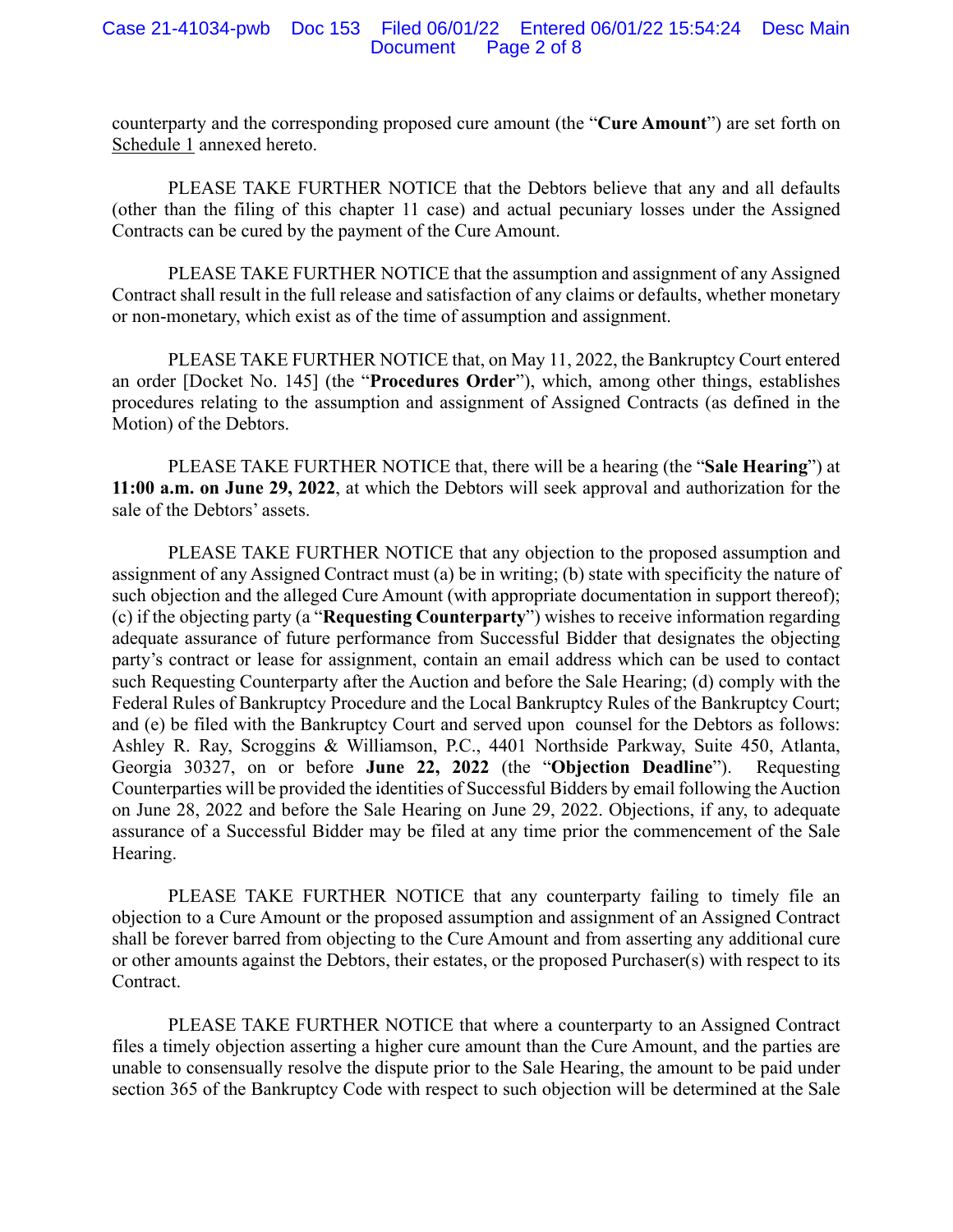counterparty and the corresponding proposed cure amount (the "**Cure Amount**") are set forth on Schedule 1 annexed hereto.

PLEASE TAKE FURTHER NOTICE that the Debtors believe that any and all defaults (other than the filing of this chapter 11 case) and actual pecuniary losses under the Assigned Contracts can be cured by the payment of the Cure Amount.

PLEASE TAKE FURTHER NOTICE that the assumption and assignment of any Assigned Contract shall result in the full release and satisfaction of any claims or defaults, whether monetary or non-monetary, which exist as of the time of assumption and assignment.

PLEASE TAKE FURTHER NOTICE that, on May 11, 2022, the Bankruptcy Court entered an order [Docket No. 145] (the "**Procedures Order**"), which, among other things, establishes procedures relating to the assumption and assignment of Assigned Contracts (as defined in the Motion) of the Debtors.

PLEASE TAKE FURTHER NOTICE that, there will be a hearing (the "**Sale Hearing**") at **11:00 a.m. on June 29, 2022**, at which the Debtors will seek approval and authorization for the sale of the Debtors' assets.

PLEASE TAKE FURTHER NOTICE that any objection to the proposed assumption and assignment of any Assigned Contract must (a) be in writing; (b) state with specificity the nature of such objection and the alleged Cure Amount (with appropriate documentation in support thereof); (c) if the objecting party (a "**Requesting Counterparty**") wishes to receive information regarding adequate assurance of future performance from Successful Bidder that designates the objecting party's contract or lease for assignment, contain an email address which can be used to contact such Requesting Counterparty after the Auction and before the Sale Hearing; (d) comply with the Federal Rules of Bankruptcy Procedure and the Local Bankruptcy Rules of the Bankruptcy Court; and (e) be filed with the Bankruptcy Court and served upon counsel for the Debtors as follows: Ashley R. Ray, Scroggins & Williamson, P.C., 4401 Northside Parkway, Suite 450, Atlanta, Georgia 30327, on or before **June 22, 2022** (the "**Objection Deadline**"). Requesting Counterparties will be provided the identities of Successful Bidders by email following the Auction on June 28, 2022 and before the Sale Hearing on June 29, 2022. Objections, if any, to adequate assurance of a Successful Bidder may be filed at any time prior the commencement of the Sale Hearing.

PLEASE TAKE FURTHER NOTICE that any counterparty failing to timely file an objection to a Cure Amount or the proposed assumption and assignment of an Assigned Contract shall be forever barred from objecting to the Cure Amount and from asserting any additional cure or other amounts against the Debtors, their estates, or the proposed Purchaser(s) with respect to its Contract.

PLEASE TAKE FURTHER NOTICE that where a counterparty to an Assigned Contract files a timely objection asserting a higher cure amount than the Cure Amount, and the parties are unable to consensually resolve the dispute prior to the Sale Hearing, the amount to be paid under section 365 of the Bankruptcy Code with respect to such objection will be determined at the Sale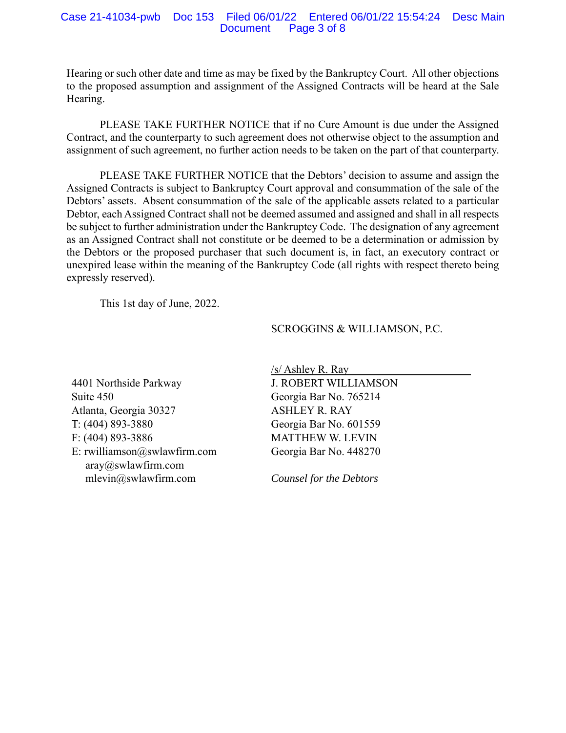Hearing or such other date and time as may be fixed by the Bankruptcy Court. All other objections to the proposed assumption and assignment of the Assigned Contracts will be heard at the Sale Hearing.

PLEASE TAKE FURTHER NOTICE that if no Cure Amount is due under the Assigned Contract, and the counterparty to such agreement does not otherwise object to the assumption and assignment of such agreement, no further action needs to be taken on the part of that counterparty.

PLEASE TAKE FURTHER NOTICE that the Debtors' decision to assume and assign the Assigned Contracts is subject to Bankruptcy Court approval and consummation of the sale of the Debtors' assets. Absent consummation of the sale of the applicable assets related to a particular Debtor, each Assigned Contract shall not be deemed assumed and assigned and shall in all respects be subject to further administration under the Bankruptcy Code. The designation of any agreement as an Assigned Contract shall not constitute or be deemed to be a determination or admission by the Debtors or the proposed purchaser that such document is, in fact, an executory contract or unexpired lease within the meaning of the Bankruptcy Code (all rights with respect thereto being expressly reserved).

This 1st day of June, 2022.

SCROGGINS & WILLIAMSON, P.C.

/s/ Ashley R. Ray
J. ROBERT WILLIAMSON
Georgia Bar No. 765214
ASHLEY R. RAY
Georgia Bar No. 601559
MATTHEW W. LEVIN
Georgia Bar No. 448270

*Counsel for the Debtors*

4401 Northside Parkway
Suite 450
Atlanta, Georgia 30327
T: (404) 893-3880
F: (404) 893-3886
E: rwilliamson@swlawfirm.com
aray@swlawfirm.com
mlevin@swlawfirm.com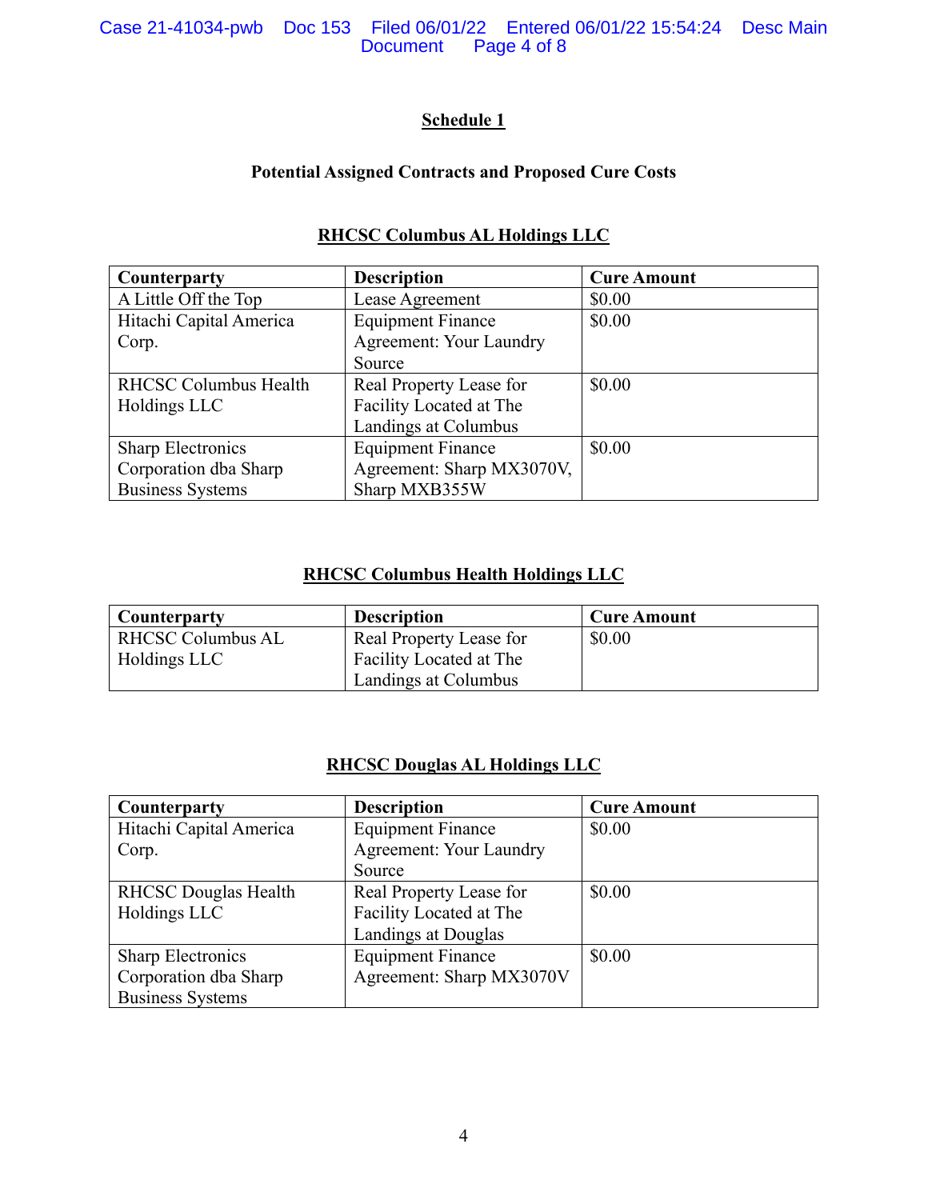## Schedule 1

### Potential Assigned Contracts and Proposed Cure Costs

### RHCSC Columbus AL Holdings LLC

| Counterparty | Description | Cure Amount |
|---|---|---|
| A Little Off the Top | Lease Agreement | $0.00 |
| Hitachi Capital America Corp. | Equipment Finance Agreement: Your Laundry Source | $0.00 |
| RHCSC Columbus Health Holdings LLC | Real Property Lease for Facility Located at The Landings at Columbus | $0.00 |
| Sharp Electronics Corporation dba Sharp Business Systems | Equipment Finance Agreement: Sharp MX3070V, Sharp MXB355W | $0.00 |

### RHCSC Columbus Health Holdings LLC

| Counterparty | Description | Cure Amount |
|---|---|---|
| RHCSC Columbus AL Holdings LLC | Real Property Lease for Facility Located at The Landings at Columbus | $0.00 |

### RHCSC Douglas AL Holdings LLC

| Counterparty | Description | Cure Amount |
|---|---|---|
| Hitachi Capital America Corp. | Equipment Finance Agreement: Your Laundry Source | $0.00 |
| RHCSC Douglas Health Holdings LLC | Real Property Lease for Facility Located at The Landings at Douglas | $0.00 |
| Sharp Electronics Corporation dba Sharp Business Systems | Equipment Finance Agreement: Sharp MX3070V | $0.00 |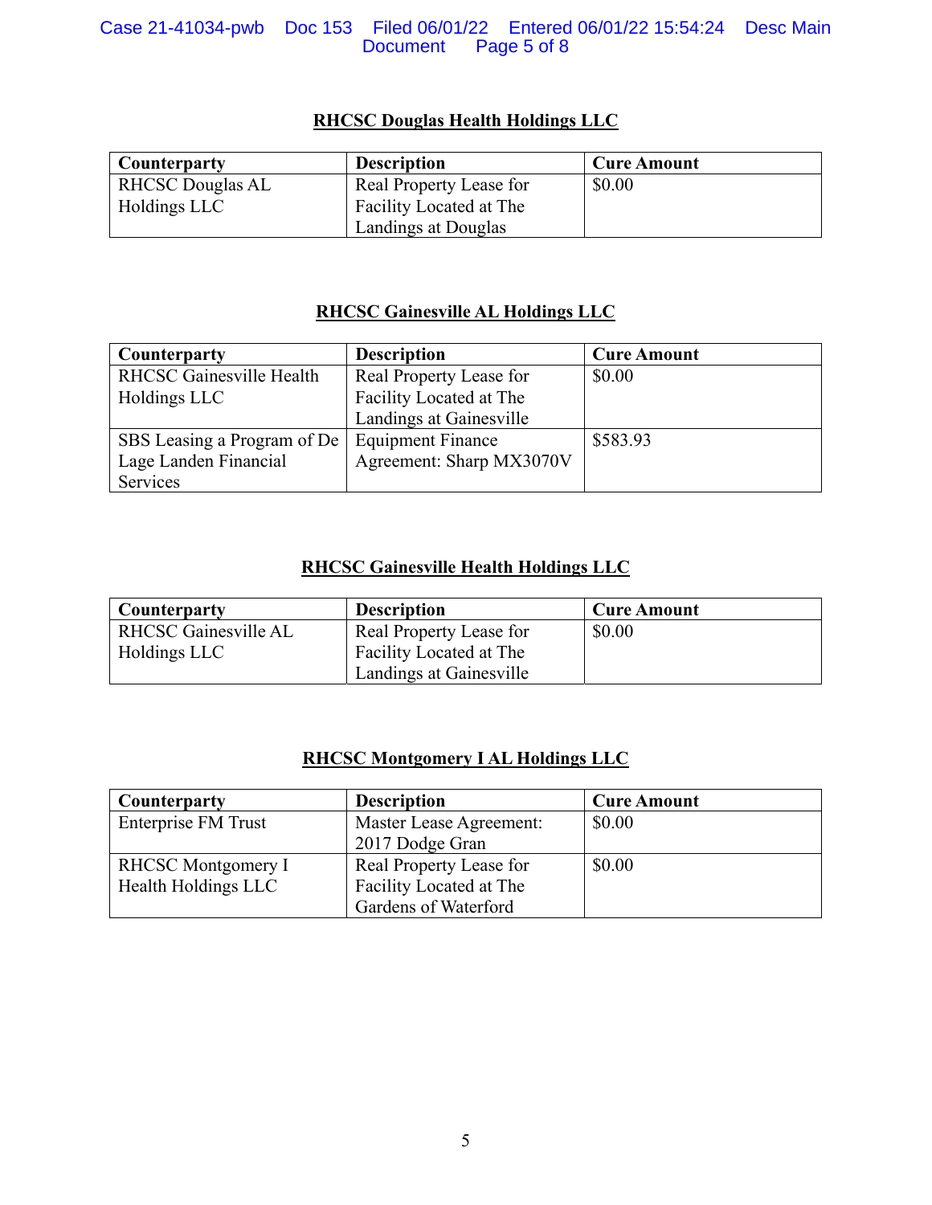**RHCSC Douglas Health Holdings LLC**

| Counterparty | Description | Cure Amount |
| --- | --- | --- |
| RHCSC Douglas AL Holdings LLC | Real Property Lease for Facility Located at The Landings at Douglas | $0.00 |

**RHCSC Gainesville AL Holdings LLC**

| Counterparty | Description | Cure Amount |
| --- | --- | --- |
| RHCSC Gainesville Health Holdings LLC | Real Property Lease for Facility Located at The Landings at Gainesville | $0.00 |
| SBS Leasing a Program of De Lage Landen Financial Services | Equipment Finance Agreement: Sharp MX3070V | $583.93 |

**RHCSC Gainesville Health Holdings LLC**

| Counterparty | Description | Cure Amount |
| --- | --- | --- |
| RHCSC Gainesville AL Holdings LLC | Real Property Lease for Facility Located at The Landings at Gainesville | $0.00 |

**RHCSC Montgomery I AL Holdings LLC**

| Counterparty | Description | Cure Amount |
| --- | --- | --- |
| Enterprise FM Trust | Master Lease Agreement: 2017 Dodge Gran | $0.00 |
| RHCSC Montgomery I Health Holdings LLC | Real Property Lease for Facility Located at The Gardens of Waterford | $0.00 |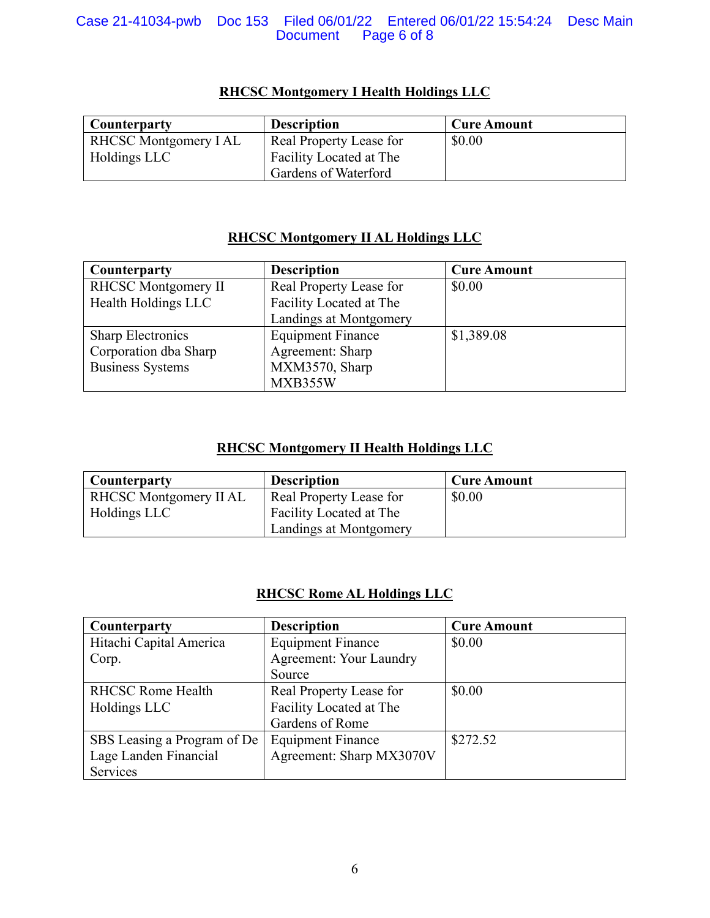**RHCSC Montgomery I Health Holdings LLC**

| Counterparty | Description | Cure Amount |
|---|---|---|
| RHCSC Montgomery I AL Holdings LLC | Real Property Lease for Facility Located at The Gardens of Waterford | $0.00 |

**RHCSC Montgomery II AL Holdings LLC**

| Counterparty | Description | Cure Amount |
|---|---|---|
| RHCSC Montgomery II Health Holdings LLC | Real Property Lease for Facility Located at The Landings at Montgomery | $0.00 |
| Sharp Electronics Corporation dba Sharp Business Systems | Equipment Finance Agreement: Sharp MXM3570, Sharp MXB355W | $1,389.08 |

**RHCSC Montgomery II Health Holdings LLC**

| Counterparty | Description | Cure Amount |
|---|---|---|
| RHCSC Montgomery II AL Holdings LLC | Real Property Lease for Facility Located at The Landings at Montgomery | $0.00 |

**RHCSC Rome AL Holdings LLC**

| Counterparty | Description | Cure Amount |
|---|---|---|
| Hitachi Capital America Corp. | Equipment Finance Agreement: Your Laundry Source | $0.00 |
| RHCSC Rome Health Holdings LLC | Real Property Lease for Facility Located at The Gardens of Rome | $0.00 |
| SBS Leasing a Program of De Lage Landen Financial Services | Equipment Finance Agreement: Sharp MX3070V | $272.52 |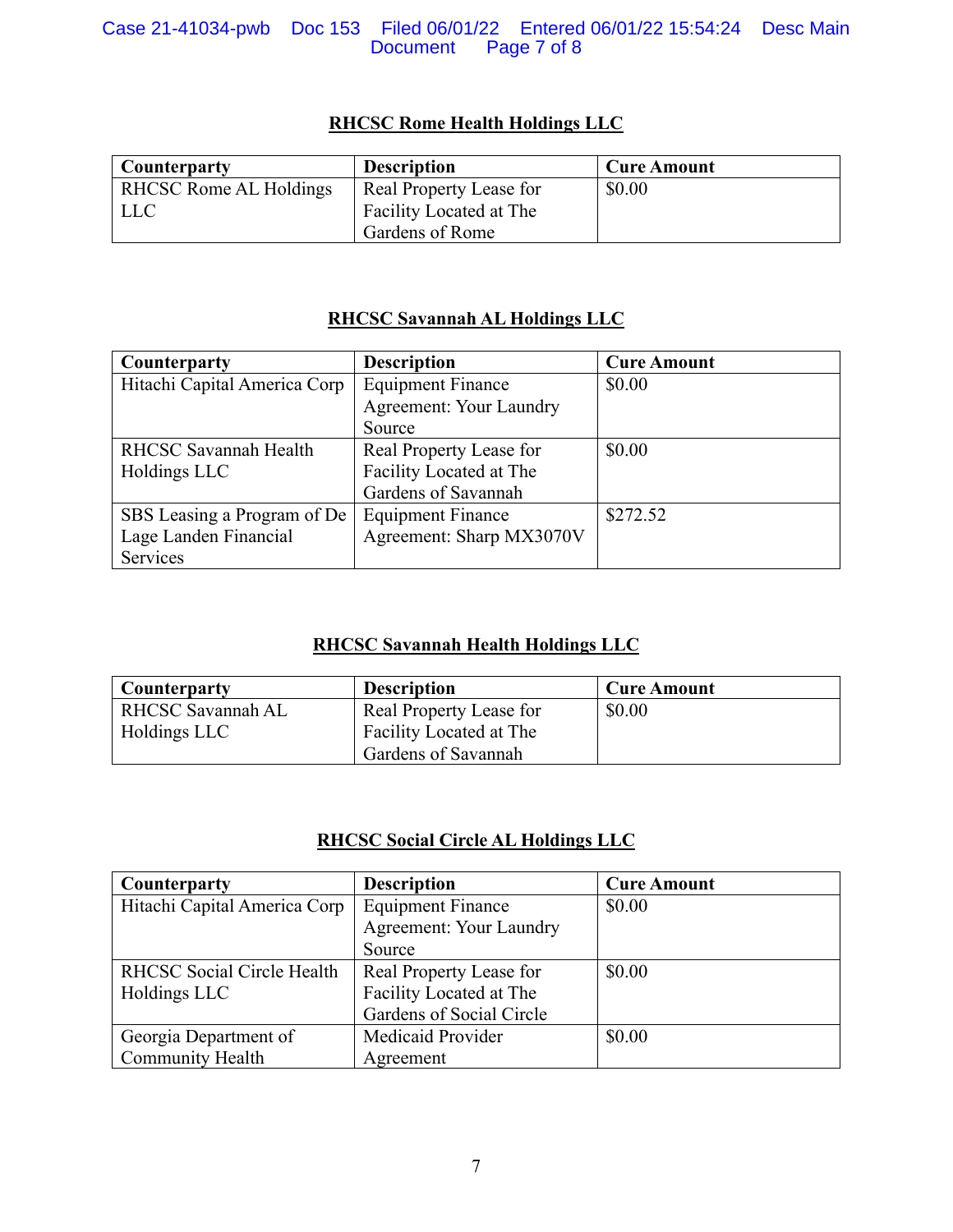**RHCSC Rome Health Holdings LLC**

| Counterparty | Description | Cure Amount |
|---|---|---|
| RHCSC Rome AL Holdings LLC | Real Property Lease for Facility Located at The Gardens of Rome | $0.00 |

**RHCSC Savannah AL Holdings LLC**

| Counterparty | Description | Cure Amount |
|---|---|---|
| Hitachi Capital America Corp | Equipment Finance Agreement: Your Laundry Source | $0.00 |
| RHCSC Savannah Health Holdings LLC | Real Property Lease for Facility Located at The Gardens of Savannah | $0.00 |
| SBS Leasing a Program of De Lage Landen Financial Services | Equipment Finance Agreement: Sharp MX3070V | $272.52 |

**RHCSC Savannah Health Holdings LLC**

| Counterparty | Description | Cure Amount |
|---|---|---|
| RHCSC Savannah AL Holdings LLC | Real Property Lease for Facility Located at The Gardens of Savannah | $0.00 |

**RHCSC Social Circle AL Holdings LLC**

| Counterparty | Description | Cure Amount |
|---|---|---|
| Hitachi Capital America Corp | Equipment Finance Agreement: Your Laundry Source | $0.00 |
| RHCSC Social Circle Health Holdings LLC | Real Property Lease for Facility Located at The Gardens of Social Circle | $0.00 |
| Georgia Department of Community Health | Medicaid Provider Agreement | $0.00 |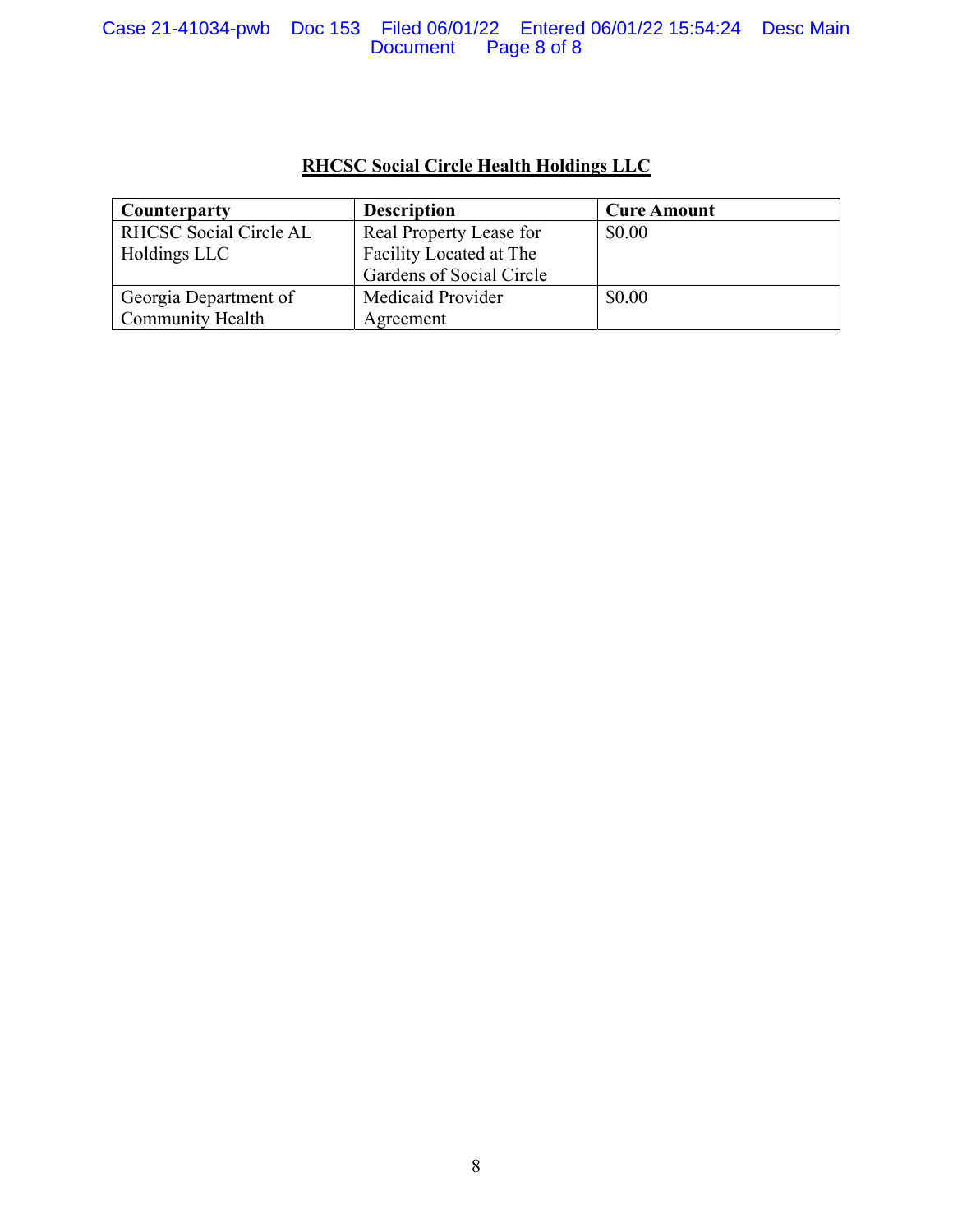**RHCSC Social Circle Health Holdings LLC**

| Counterparty | Description | Cure Amount |
|---|---|---|
| RHCSC Social Circle AL Holdings LLC | Real Property Lease for Facility Located at The Gardens of Social Circle | $0.00 |
| Georgia Department of Community Health | Medicaid Provider Agreement | $0.00 |